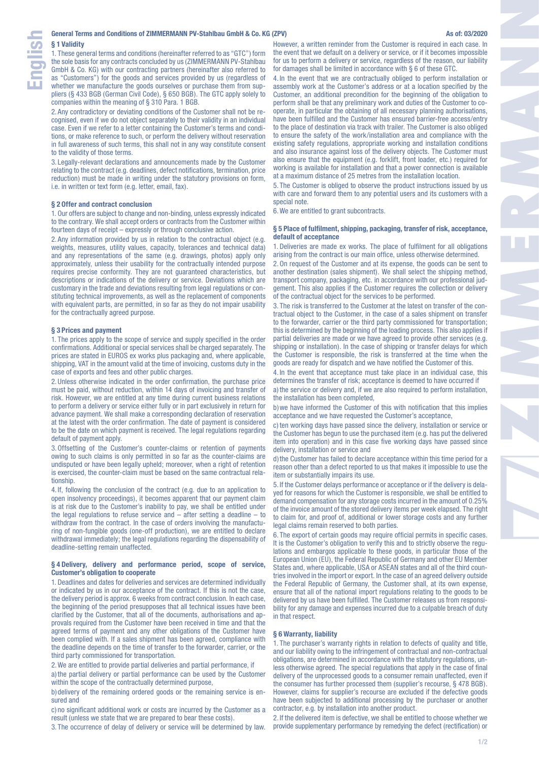# General Terms and Conditions of ZIMMERMANN PV-Stahlbau GmbH & Co. KG (ZPV)

As of: 03/2020

## § 1 Validity

1. These general terms and conditions (hereinafter referred to as "GTC") form the sole basis for any contracts concluded by us (ZIMMERMANN PV-Stahlbau GmbH & Co. KG) with our contracting partners (hereinafter also referred to as "Customers") for the goods and services provided by us (regardless of whether we manufacture the goods ourselves or purchase them from suppliers (§ 433 BGB (German Civil Code), § 650 BGB). The GTC apply solely to companies within the meaning of § 310 Para. 1 BGB.

2. Any contradictory or deviating conditions of the Customer shall not be recognised, even if we do not object separately to their validity in an individual case. Even if we refer to a letter containing the Customer's terms and conditions, or make reference to such, or perform the delivery without reservation in full awareness of such terms, this shall not in any way constitute consent to the validity of those terms.

3. Legally-relevant declarations and announcements made by the Customer relating to the contract (e.g. deadlines, defect notifications, termination, price reduction) must be made in writing under the statutory provisions on form, i.e. in written or text form (e.g. letter, email, fax).

## § 2 Offer and contract conclusion

1. Our offers are subject to change and non-binding, unless expressly indicated to the contrary. We shall accept orders or contracts from the Customer within fourteen days of receipt – expressly or through conclusive action.

2. Any information provided by us in relation to the contractual object (e.g. weights, measures, utility values, capacity, tolerances and technical data) and any representations of the same (e.g. drawings, photos) apply only approximately, unless their usability for the contractually intended purpose requires precise conformity. They are not guaranteed characteristics, but descriptions or indications of the delivery or service. Deviations which are customary in the trade and deviations resulting from legal regulations or constituting technical improvements, as well as the replacement of components with equivalent parts, are permitted, in so far as they do not impair usability for the contractually agreed purpose.

## § 3 Prices and payment

1. The prices apply to the scope of service and supply specified in the order confirmations. Additional or special services shall be charged separately. The prices are stated in EUROS ex works plus packaging and, where applicable, shipping, VAT in the amount valid at the time of invoicing, customs duty in the case of exports and fees and other public charges.

2. Unless otherwise indicated in the order confirmation, the purchase price must be paid, without reduction, within 14 days of invoicing and transfer of risk. However, we are entitled at any time during current business relations to perform a delivery or service either fully or in part exclusively in return for advance payment. We shall make a corresponding declaration of reservation at the latest with the order confirmation. The date of payment is considered to be the date on which payment is received. The legal regulations regarding default of payment apply.

3. Offsetting of the Customer's counter-claims or retention of payments owing to such claims is only permitted in so far as the counter-claims are undisputed or have been legally upheld; moreover, when a right of retention is exercised, the counter-claim must be based on the same contractual relationship.

4. If, following the conclusion of the contract (e.g. due to an application to open insolvency proceedings), it becomes apparent that our payment claim is at risk due to the Customer's inability to pay, we shall be entitled under the legal regulations to refuse service and – after setting a deadline – to withdraw from the contract. In the case of orders involving the manufacturing of non-fungible goods (one-off production), we are entitled to declare withdrawal immediately; the legal regulations regarding the dispensability of deadline-setting remain unaffected.

## § 4 Delivery, delivery and performance period, scope of service, Customer's obligation to cooperate

1. Deadlines and dates for deliveries and services are determined individually or indicated by us in our acceptance of the contract. If this is not the case, the delivery period is approx. 6 weeks from contract conclusion. In each case, the beginning of the period presupposes that all technical issues have been clarified by the Customer, that all of the documents, authorisations and approvals required from the Customer have been received in time and that the agreed terms of payment and any other obligations of the Customer have been complied with. If a sales shipment has been agreed, compliance with the deadline depends on the time of transfer to the forwarder, carrier, or the third party commissioned for transportation.

2. We are entitled to provide partial deliveries and partial performance, if

a) the partial delivery or partial performance can be used by the Customer within the scope of the contractually determined purpose,

b) delivery of the remaining ordered goods or the remaining service is ensured and

c) no significant additional work or costs are incurred by the Customer as a result (unless we state that we are prepared to bear these costs).

3. The occurrence of delay of delivery or service will be determined by law. However, a written reminder from the Customer is required in each case. In the event that we default on a delivery or service, or if it becomes impossible for us to perform a delivery or service, regardless of the reason, our liability for damages shall be limited in accordance with § 6 of these GTC.

4. In the event that we are contractually obliged to perform installation or assembly work at the Customer's address or at a location specified by the Customer, an additional precondition for the beginning of the obligation to perform shall be that any preliminary work and duties of the Customer to cooperate, in particular the obtaining of all necessary planning authorisations, have been fulfilled and the Customer has ensured barrier-free access/entry to the place of destination via track with trailer. The Customer is also obliged to ensure the safety of the work/installation area and compliance with the existing safety regulations, appropriate working and installation conditions and also insurance against loss of the delivery objects. The Customer must also ensure that the equipment (e.g. forklift, front loader, etc.) required for working is available for installation and that a power connection is available at a maximum distance of 25 metres from the installation location.

5. The Customer is obliged to observe the product instructions issued by us with care and forward them to any potential users and its customers with a special note.

6. We are entitled to grant subcontracts.

## § 5 Place of fulfilment, shipping, packaging, transfer of risk, acceptance, default of acceptance

1. Deliveries are made ex works. The place of fulfilment for all obligations arising from the contract is our main office, unless otherwise determined.

2. On request of the Customer and at its expense, the goods can be sent to another destination (sales shipment). We shall select the shipping method, transport company, packaging, etc. in accordance with our professional judgement. This also applies if the Customer requires the collection or delivery of the contractual object for the services to be performed.

3. The risk is transferred to the Customer at the latest on transfer of the contractual object to the Customer, in the case of a sales shipment on transfer to the forwarder, carrier or the third party commissioned for transportation; this is determined by the beginning of the loading process. This also applies if partial deliveries are made or we have agreed to provide other services (e.g. shipping or installation). In the case of shipping or transfer delays for which the Customer is responsible, the risk is transferred at the time when the goods are ready for dispatch and we have notified the Customer of this.

4. In the event that acceptance must take place in an individual case, this determines the transfer of risk; acceptance is deemed to have occurred if

a) the service or delivery and, if we are also required to perform installation, the installation has been completed,

b) we have informed the Customer of this with notification that this implies acceptance and we have requested the Customer's acceptance,

c) ten working days have passed since the delivery, installation or service or the Customer has begun to use the purchased item (e.g. has put the delivered item into operation) and in this case five working days have passed since delivery, installation or service and

d) the Customer has failed to declare acceptance within this time period for a reason other than a defect reported to us that makes it impossible to use the item or substantially impairs its use.

5. If the Customer delays performance or acceptance or if the delivery is delayed for reasons for which the Customer is responsible, we shall be entitled to demand compensation for any storage costs incurred in the amount of 0.25% of the invoice amount of the stored delivery items per week elapsed. The right to claim for, and proof of, additional or lower storage costs and any further legal claims remain reserved to both parties.

6. The export of certain goods may require official permits in specific cases. It is the Customer's obligation to verify this and to strictly observe the regulations and embargos applicable to these goods, in particular those of the European Union (EU), the Federal Republic of Germany and other EU Member States and, where applicable, USA or ASEAN states and all of the third countries involved in the import or export. In the case of an agreed delivery outside the Federal Republic of Germany, the Customer shall, at its own expense, ensure that all of the national import regulations relating to the goods to be delivered by us have been fulfilled. The Customer releases us from responsibility for any damage and expenses incurred due to a culpable breach of duty in that respect.

## § 6 Warranty, liability

1. The purchaser's warranty rights in relation to defects of quality and title, and our liability owing to the infringement of contractual and non-contractual obligations, are determined in accordance with the statutory regulations, unless otherwise agreed. The special regulations that apply in the case of final delivery of the unprocessed goods to a consumer remain unaffected, even if the consumer has further processed them (supplier's recourse, § 478 BGB). However, claims for supplier's recourse are excluded if the defective goods have been subjected to additional processing by the purchaser or another contractor, e.g. by installation into another product.

2. If the delivered item is defective, we shall be entitled to choose whether we provide supplementary performance by remedying the defect (rectification) or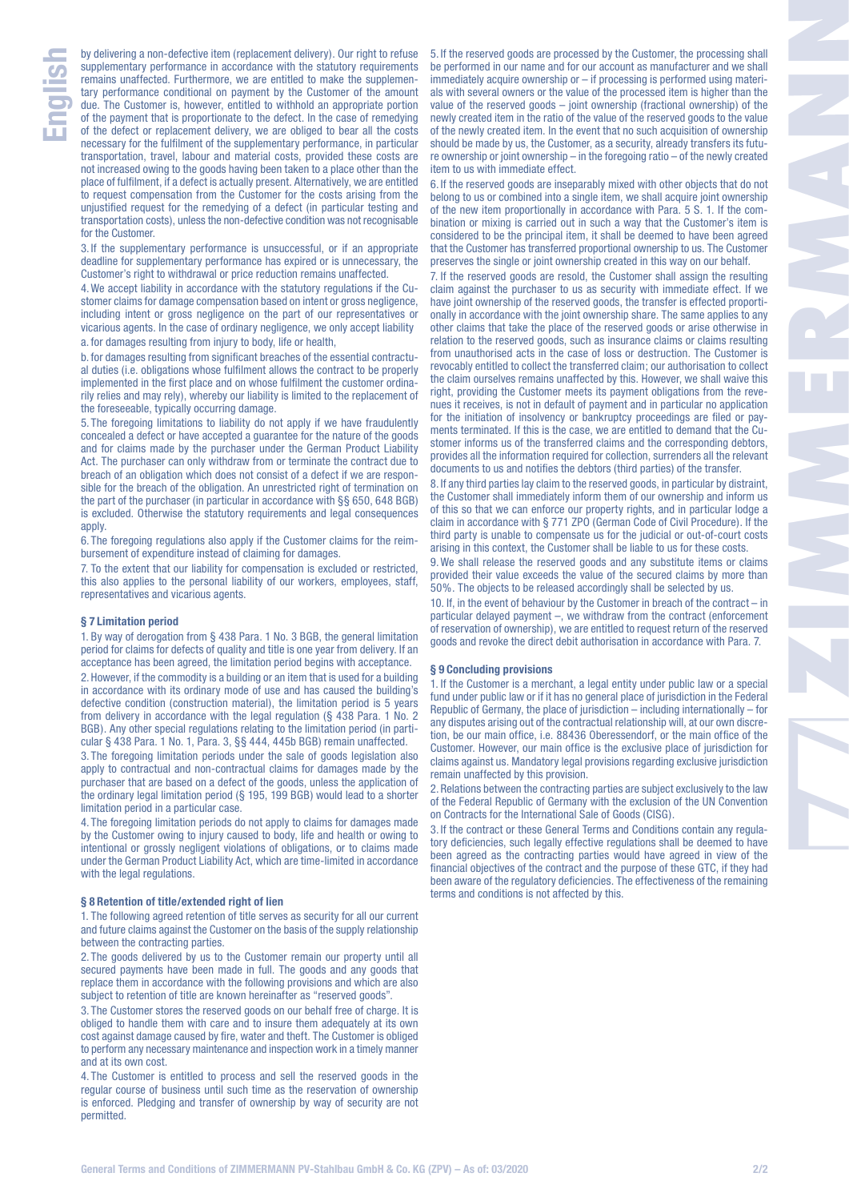by delivering a non-defective item (replacement delivery). Our right to refuse supplementary performance in accordance with the statutory requirements remains unaffected. Furthermore, we are entitled to make the supplementary performance conditional on payment by the Customer of the amount due. The Customer is, however, entitled to withhold an appropriate portion of the payment that is proportionate to the defect. In the case of remedying of the defect or replacement delivery, we are obliged to bear all the costs necessary for the fulfilment of the supplementary performance, in particular transportation, travel, labour and material costs, provided these costs are not increased owing to the goods having been taken to a place other than the place of fulfilment, if a defect is actually present. Alternatively, we are entitled to request compensation from the Customer for the costs arising from the unjustified request for the remedying of a defect (in particular testing and transportation costs), unless the non-defective condition was not recognisable for the Customer.

3. If the supplementary performance is unsuccessful, or if an appropriate deadline for supplementary performance has expired or is unnecessary, the Customer's right to withdrawal or price reduction remains unaffected.

4. We accept liability in accordance with the statutory regulations if the Customer claims for damage compensation based on intent or gross negligence, including intent or gross negligence on the part of our representatives or vicarious agents. In the case of ordinary negligence, we only accept liability

a. for damages resulting from injury to body, life or health,

b. for damages resulting from significant breaches of the essential contractual duties (i.e. obligations whose fulfilment allows the contract to be properly implemented in the first place and on whose fulfilment the customer ordinarily relies and may rely), whereby our liability is limited to the replacement of the foreseeable, typically occurring damage.

5. The foregoing limitations to liability do not apply if we have fraudulently concealed a defect or have accepted a guarantee for the nature of the goods and for claims made by the purchaser under the German Product Liability Act. The purchaser can only withdraw from or terminate the contract due to breach of an obligation which does not consist of a defect if we are responsible for the breach of the obligation. An unrestricted right of termination on the part of the purchaser (in particular in accordance with §§ 650, 648 BGB) is excluded. Otherwise the statutory requirements and legal consequences apply.

6. The foregoing regulations also apply if the Customer claims for the reimbursement of expenditure instead of claiming for damages.

7. To the extent that our liability for compensation is excluded or restricted, this also applies to the personal liability of our workers, employees, staff, representatives and vicarious agents.

### § 7 Limitation period

1. By way of derogation from § 438 Para. 1 No. 3 BGB, the general limitation period for claims for defects of quality and title is one year from delivery. If an acceptance has been agreed, the limitation period begins with acceptance.

2. However, if the commodity is a building or an item that is used for a building in accordance with its ordinary mode of use and has caused the building's defective condition (construction material), the limitation period is 5 years from delivery in accordance with the legal regulation (§ 438 Para. 1 No. 2 BGB). Any other special regulations relating to the limitation period (in particular § 438 Para. 1 No. 1, Para. 3, §§ 444, 445b BGB) remain unaffected.

3. The foregoing limitation periods under the sale of goods legislation also apply to contractual and non-contractual claims for damages made by the purchaser that are based on a defect of the goods, unless the application of the ordinary legal limitation period (§ 195, 199 BGB) would lead to a shorter limitation period in a particular case.

4. The foregoing limitation periods do not apply to claims for damages made by the Customer owing to injury caused to body, life and health or owing to intentional or grossly negligent violations of obligations, or to claims made under the German Product Liability Act, which are time-limited in accordance with the legal regulations.

### § 8 Retention of title/extended right of lien

1. The following agreed retention of title serves as security for all our current and future claims against the Customer on the basis of the supply relationship between the contracting parties.

2. The goods delivered by us to the Customer remain our property until all secured payments have been made in full. The goods and any goods that replace them in accordance with the following provisions and which are also subject to retention of title are known hereinafter as "reserved goods".

3. The Customer stores the reserved goods on our behalf free of charge. It is obliged to handle them with care and to insure them adequately at its own cost against damage caused by fire, water and theft. The Customer is obliged to perform any necessary maintenance and inspection work in a timely manner and at its own cost.

4. The Customer is entitled to process and sell the reserved goods in the regular course of business until such time as the reservation of ownership is enforced. Pledging and transfer of ownership by way of security are not permitted.

5. If the reserved goods are processed by the Customer, the processing shall be performed in our name and for our account as manufacturer and we shall immediately acquire ownership or – if processing is performed using materials with several owners or the value of the processed item is higher than the value of the reserved goods – joint ownership (fractional ownership) of the newly created item in the ratio of the value of the reserved goods to the value of the newly created item. In the event that no such acquisition of ownership should be made by us, the Customer, as a security, already transfers its future ownership or joint ownership – in the foregoing ratio – of the newly created item to us with immediate effect.

6. If the reserved goods are inseparably mixed with other objects that do not belong to us or combined into a single item, we shall acquire joint ownership of the new item proportionally in accordance with Para. 5 S. 1. If the combination or mixing is carried out in such a way that the Customer's item is considered to be the principal item, it shall be deemed to have been agreed that the Customer has transferred proportional ownership to us. The Customer preserves the single or joint ownership created in this way on our behalf.

7. If the reserved goods are resold, the Customer shall assign the resulting claim against the purchaser to us as security with immediate effect. If we have joint ownership of the reserved goods, the transfer is effected proportionally in accordance with the joint ownership share. The same applies to any other claims that take the place of the reserved goods or arise otherwise in relation to the reserved goods, such as insurance claims or claims resulting from unauthorised acts in the case of loss or destruction. The Customer is revocably entitled to collect the transferred claim; our authorisation to collect the claim ourselves remains unaffected by this. However, we shall waive this right, providing the Customer meets its payment obligations from the revenues it receives, is not in default of payment and in particular no application for the initiation of insolvency or bankruptcy proceedings are filed or payments terminated. If this is the case, we are entitled to demand that the Customer informs us of the transferred claims and the corresponding debtors, provides all the information required for collection, surrenders all the relevant documents to us and notifies the debtors (third parties) of the transfer.

8. If any third parties lay claim to the reserved goods, in particular by distraint, the Customer shall immediately inform them of our ownership and inform us of this so that we can enforce our property rights, and in particular lodge a claim in accordance with § 771 ZPO (German Code of Civil Procedure). If the third party is unable to compensate us for the judicial or out-of-court costs arising in this context, the Customer shall be liable to us for these costs.

9. We shall release the reserved goods and any substitute items or claims provided their value exceeds the value of the secured claims by more than 50%. The objects to be released accordingly shall be selected by us.

10. If, in the event of behaviour by the Customer in breach of the contract – in particular delayed payment –, we withdraw from the contract (enforcement of reservation of ownership), we are entitled to request return of the reserved goods and revoke the direct debit authorisation in accordance with Para. 7.

### § 9 Concluding provisions

1. If the Customer is a merchant, a legal entity under public law or a special fund under public law or if it has no general place of jurisdiction in the Federal Republic of Germany, the place of jurisdiction – including internationally – for any disputes arising out of the contractual relationship will, at our own discretion, be our main office, i.e. 88436 Oberessendorf, or the main office of the Customer. However, our main office is the exclusive place of jurisdiction for claims against us. Mandatory legal provisions regarding exclusive jurisdiction remain unaffected by this provision.

2. Relations between the contracting parties are subject exclusively to the law of the Federal Republic of Germany with the exclusion of the UN Convention on Contracts for the International Sale of Goods (CISG).

3. If the contract or these General Terms and Conditions contain any regulatory deficiencies, such legally effective regulations shall be deemed to have been agreed as the contracting parties would have agreed in view of the financial objectives of the contract and the purpose of these GTC, if they had been aware of the regulatory deficiencies. The effectiveness of the remaining terms and conditions is not affected by this.